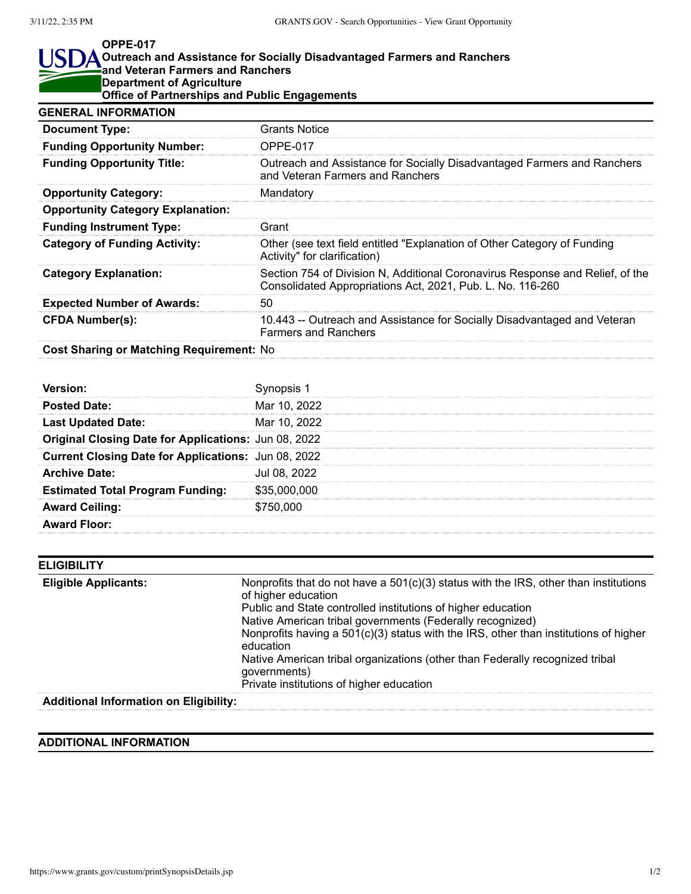**OPPE-017**
**Outreach and Assistance for Socially Disadvantaged Farmers and Ranchers and Veteran Farmers and Ranchers**
**Department of Agriculture**
**Office of Partnerships and Public Engagements**

## GENERAL INFORMATION

| | |
|---|---|
| **Document Type:** | Grants Notice |
| **Funding Opportunity Number:** | OPPE-017 |
| **Funding Opportunity Title:** | Outreach and Assistance for Socially Disadvantaged Farmers and Ranchers and Veteran Farmers and Ranchers |
| **Opportunity Category:** | Mandatory |
| **Opportunity Category Explanation:** | |
| **Funding Instrument Type:** | Grant |
| **Category of Funding Activity:** | Other (see text field entitled "Explanation of Other Category of Funding Activity" for clarification) |
| **Category Explanation:** | Section 754 of Division N, Additional Coronavirus Response and Relief, of the Consolidated Appropriations Act, 2021, Pub. L. No. 116-260 |
| **Expected Number of Awards:** | 50 |
| **CFDA Number(s):** | 10.443 -- Outreach and Assistance for Socially Disadvantaged and Veteran Farmers and Ranchers |
| **Cost Sharing or Matching Requirement:** | No |

| | |
|---|---|
| **Version:** | Synopsis 1 |
| **Posted Date:** | Mar 10, 2022 |
| **Last Updated Date:** | Mar 10, 2022 |
| **Original Closing Date for Applications:** | Jun 08, 2022 |
| **Current Closing Date for Applications:** | Jun 08, 2022 |
| **Archive Date:** | Jul 08, 2022 |
| **Estimated Total Program Funding:** | $35,000,000 |
| **Award Ceiling:** | $750,000 |
| **Award Floor:** | |

## ELIGIBILITY

| | |
|---|---|
| **Eligible Applicants:** | Nonprofits that do not have a 501(c)(3) status with the IRS, other than institutions of higher education<br>Public and State controlled institutions of higher education<br>Native American tribal governments (Federally recognized)<br>Nonprofits having a 501(c)(3) status with the IRS, other than institutions of higher education<br>Native American tribal organizations (other than Federally recognized tribal governments)<br>Private institutions of higher education |
| **Additional Information on Eligibility:** | |

## ADDITIONAL INFORMATION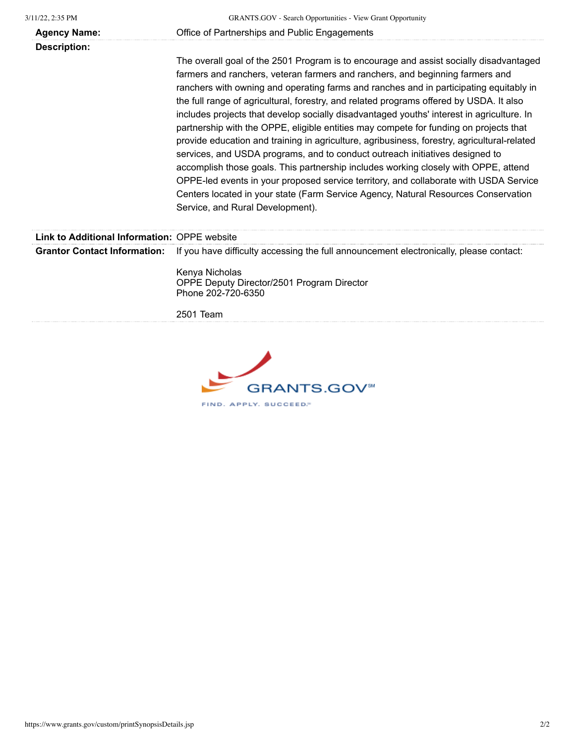| | |
|---|---|
| **Agency Name:** | Office of Partnerships and Public Engagements |
| **Description:** | The overall goal of the 2501 Program is to encourage and assist socially disadvantaged farmers and ranchers, veteran farmers and ranchers, and beginning farmers and ranchers with owning and operating farms and ranches and in participating equitably in the full range of agricultural, forestry, and related programs offered by USDA. It also includes projects that develop socially disadvantaged youths' interest in agriculture. In partnership with the OPPE, eligible entities may compete for funding on projects that provide education and training in agriculture, agribusiness, forestry, agricultural-related services, and USDA programs, and to conduct outreach initiatives designed to accomplish those goals. This partnership includes working closely with OPPE, attend OPPE-led events in your proposed service territory, and collaborate with USDA Service Centers located in your state (Farm Service Agency, Natural Resources Conservation Service, and Rural Development). |
| **Link to Additional Information:** | OPPE website |
| **Grantor Contact Information:** | If you have difficulty accessing the full announcement electronically, please contact:<br><br>Kenya Nicholas<br>OPPE Deputy Director/2501 Program Director<br>Phone 202-720-6350<br><br>2501 Team |

GRANTS.GOV[SM]

FIND. APPLY. SUCCEED.[SM]